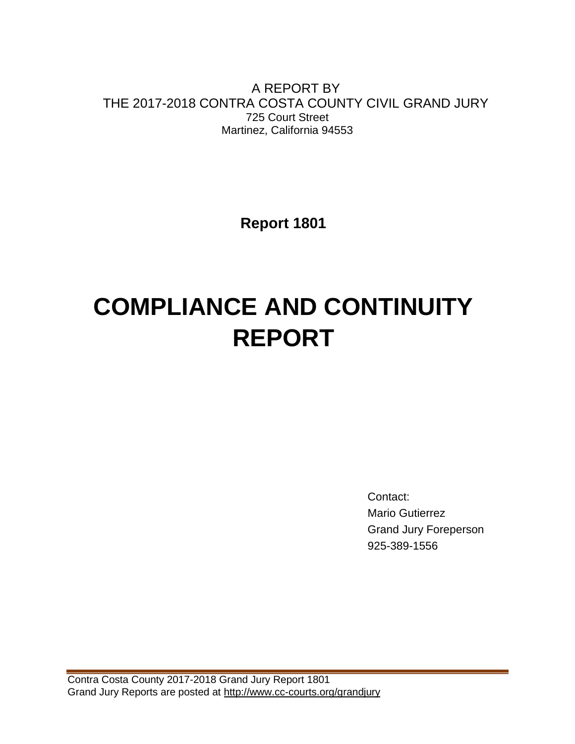A REPORT BY
THE 2017-2018 CONTRA COSTA COUNTY CIVIL GRAND JURY
725 Court Street
Martinez, California 94553

**Report 1801**

# COMPLIANCE AND CONTINUITY REPORT

Contact:
Mario Gutierrez
Grand Jury Foreperson
925-389-1556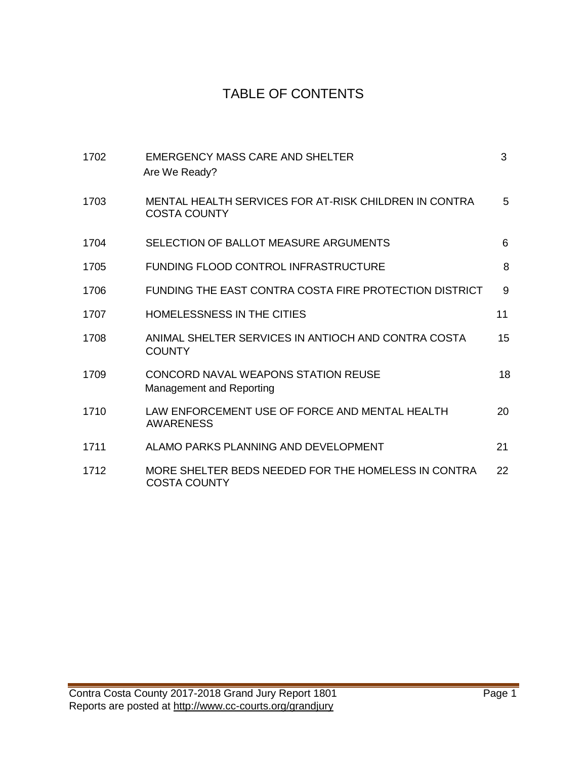# TABLE OF CONTENTS

| | | |
|---|---|---|
| 1702 | EMERGENCY MASS CARE AND SHELTER<br>Are We Ready? | 3 |
| 1703 | MENTAL HEALTH SERVICES FOR AT-RISK CHILDREN IN CONTRA COSTA COUNTY | 5 |
| 1704 | SELECTION OF BALLOT MEASURE ARGUMENTS | 6 |
| 1705 | FUNDING FLOOD CONTROL INFRASTRUCTURE | 8 |
| 1706 | FUNDING THE EAST CONTRA COSTA FIRE PROTECTION DISTRICT | 9 |
| 1707 | HOMELESSNESS IN THE CITIES | 11 |
| 1708 | ANIMAL SHELTER SERVICES IN ANTIOCH AND CONTRA COSTA COUNTY | 15 |
| 1709 | CONCORD NAVAL WEAPONS STATION REUSE<br>Management and Reporting | 18 |
| 1710 | LAW ENFORCEMENT USE OF FORCE AND MENTAL HEALTH AWARENESS | 20 |
| 1711 | ALAMO PARKS PLANNING AND DEVELOPMENT | 21 |
| 1712 | MORE SHELTER BEDS NEEDED FOR THE HOMELESS IN CONTRA COSTA COUNTY | 22 |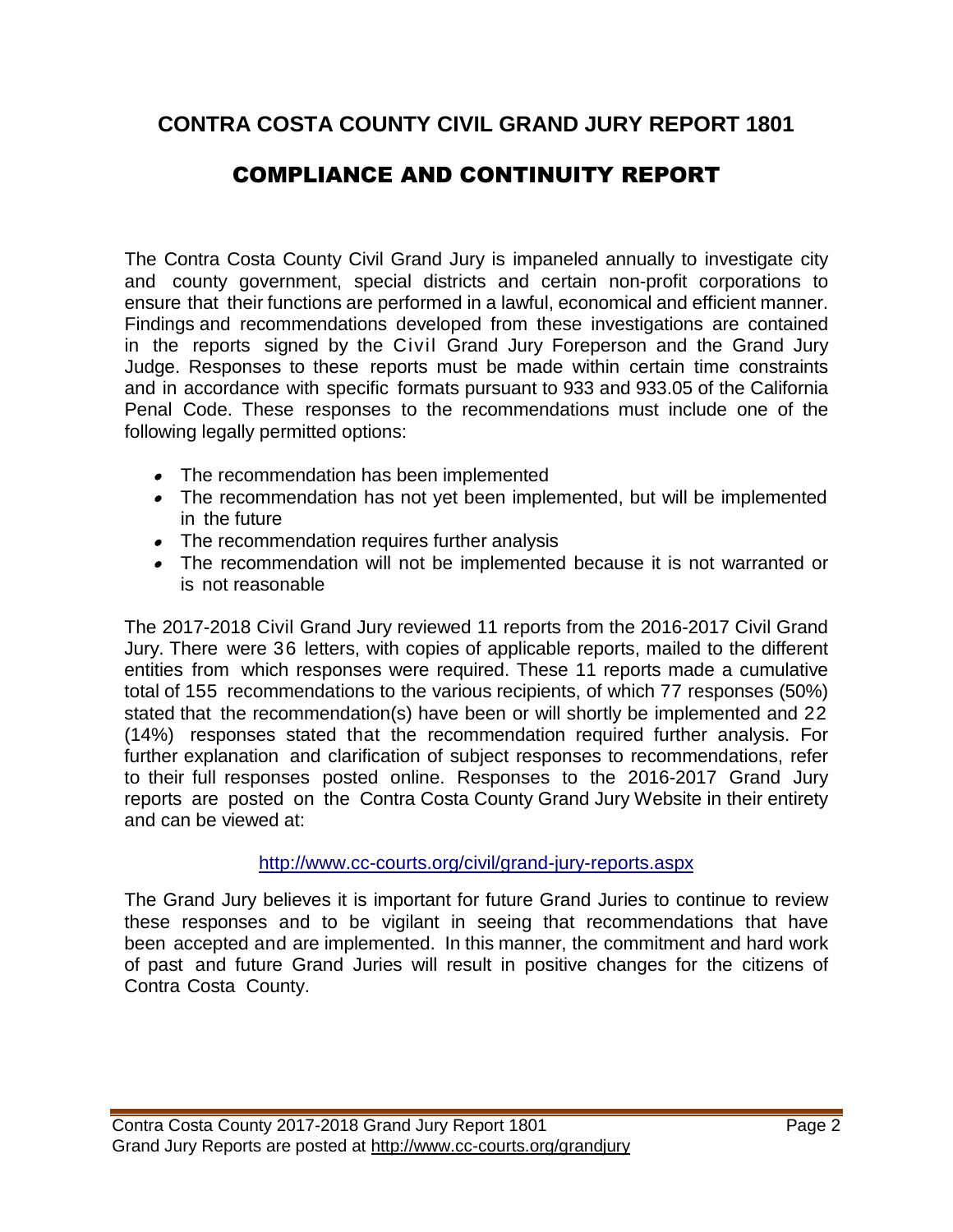# CONTRA COSTA COUNTY CIVIL GRAND JURY REPORT 1801

## COMPLIANCE AND CONTINUITY REPORT

The Contra Costa County Civil Grand Jury is impaneled annually to investigate city and county government, special districts and certain non-profit corporations to ensure that their functions are performed in a lawful, economical and efficient manner. Findings and recommendations developed from these investigations are contained in the reports signed by the Civil Grand Jury Foreperson and the Grand Jury Judge. Responses to these reports must be made within certain time constraints and in accordance with specific formats pursuant to 933 and 933.05 of the California Penal Code. These responses to the recommendations must include one of the following legally permitted options:

- The recommendation has been implemented
- The recommendation has not yet been implemented, but will be implemented in the future
- The recommendation requires further analysis
- The recommendation will not be implemented because it is not warranted or is not reasonable

The 2017-2018 Civil Grand Jury reviewed 11 reports from the 2016-2017 Civil Grand Jury. There were 36 letters, with copies of applicable reports, mailed to the different entities from which responses were required. These 11 reports made a cumulative total of 155 recommendations to the various recipients, of which 77 responses (50%) stated that the recommendation(s) have been or will shortly be implemented and 22 (14%) responses stated that the recommendation required further analysis. For further explanation and clarification of subject responses to recommendations, refer to their full responses posted online. Responses to the 2016-2017 Grand Jury reports are posted on the Contra Costa County Grand Jury Website in their entirety and can be viewed at:

http://www.cc-courts.org/civil/grand-jury-reports.aspx

The Grand Jury believes it is important for future Grand Juries to continue to review these responses and to be vigilant in seeing that recommendations that have been accepted and are implemented. In this manner, the commitment and hard work of past and future Grand Juries will result in positive changes for the citizens of Contra Costa County.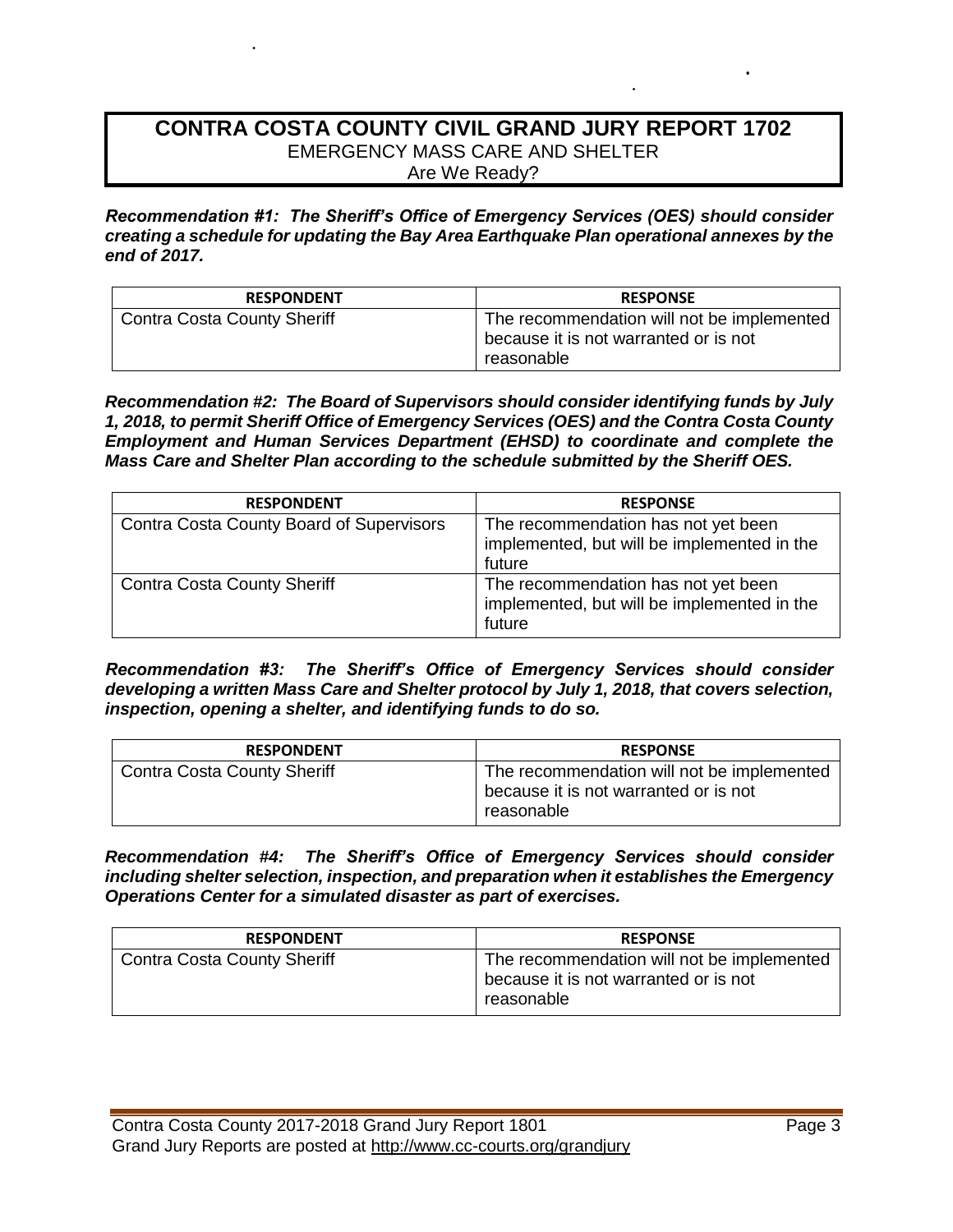# CONTRA COSTA COUNTY CIVIL GRAND JURY REPORT 1702

EMERGENCY MASS CARE AND SHELTER

Are We Ready?

***Recommendation #1: The Sheriff's Office of Emergency Services (OES) should consider creating a schedule for updating the Bay Area Earthquake Plan operational annexes by the end of 2017.***

| RESPONDENT | RESPONSE |
|---|---|
| Contra Costa County Sheriff | The recommendation will not be implemented because it is not warranted or is not reasonable |

***Recommendation #2: The Board of Supervisors should consider identifying funds by July 1, 2018, to permit Sheriff Office of Emergency Services (OES) and the Contra Costa County Employment and Human Services Department (EHSD) to coordinate and complete the Mass Care and Shelter Plan according to the schedule submitted by the Sheriff OES.***

| RESPONDENT | RESPONSE |
|---|---|
| Contra Costa County Board of Supervisors | The recommendation has not yet been implemented, but will be implemented in the future |
| Contra Costa County Sheriff | The recommendation has not yet been implemented, but will be implemented in the future |

***Recommendation #3: The Sheriff's Office of Emergency Services should consider developing a written Mass Care and Shelter protocol by July 1, 2018, that covers selection, inspection, opening a shelter, and identifying funds to do so.***

| RESPONDENT | RESPONSE |
|---|---|
| Contra Costa County Sheriff | The recommendation will not be implemented because it is not warranted or is not reasonable |

***Recommendation #4: The Sheriff's Office of Emergency Services should consider including shelter selection, inspection, and preparation when it establishes the Emergency Operations Center for a simulated disaster as part of exercises.***

| RESPONDENT | RESPONSE |
|---|---|
| Contra Costa County Sheriff | The recommendation will not be implemented because it is not warranted or is not reasonable |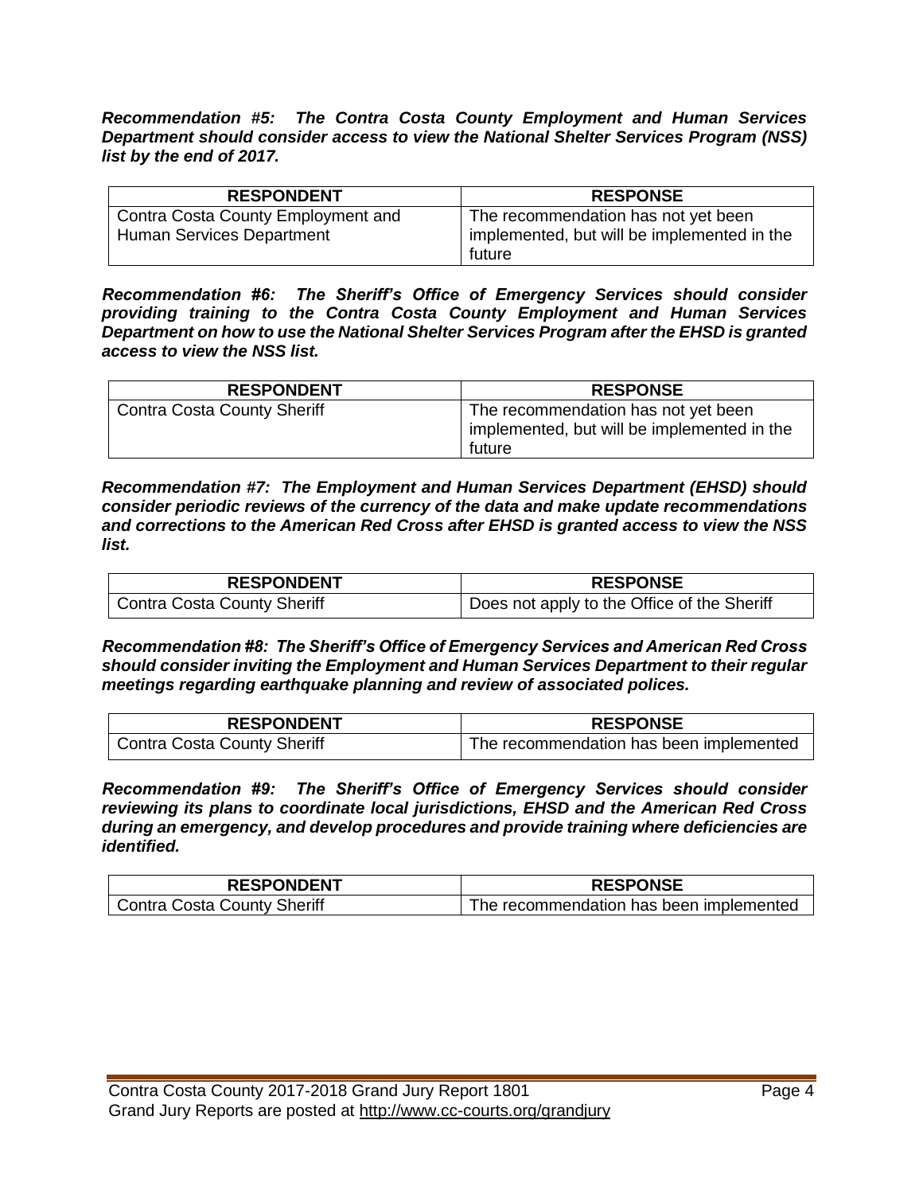***Recommendation #5: The Contra Costa County Employment and Human Services Department should consider access to view the National Shelter Services Program (NSS) list by the end of 2017.***

| RESPONDENT | RESPONSE |
|---|---|
| Contra Costa County Employment and Human Services Department | The recommendation has not yet been implemented, but will be implemented in the future |

***Recommendation #6: The Sheriff's Office of Emergency Services should consider providing training to the Contra Costa County Employment and Human Services Department on how to use the National Shelter Services Program after the EHSD is granted access to view the NSS list.***

| RESPONDENT | RESPONSE |
|---|---|
| Contra Costa County Sheriff | The recommendation has not yet been implemented, but will be implemented in the future |

***Recommendation #7: The Employment and Human Services Department (EHSD) should consider periodic reviews of the currency of the data and make update recommendations and corrections to the American Red Cross after EHSD is granted access to view the NSS list.***

| RESPONDENT | RESPONSE |
|---|---|
| Contra Costa County Sheriff | Does not apply to the Office of the Sheriff |

***Recommendation #8: The Sheriff's Office of Emergency Services and American Red Cross should consider inviting the Employment and Human Services Department to their regular meetings regarding earthquake planning and review of associated polices.***

| RESPONDENT | RESPONSE |
|---|---|
| Contra Costa County Sheriff | The recommendation has been implemented |

***Recommendation #9: The Sheriff's Office of Emergency Services should consider reviewing its plans to coordinate local jurisdictions, EHSD and the American Red Cross during an emergency, and develop procedures and provide training where deficiencies are identified.***

| RESPONDENT | RESPONSE |
|---|---|
| Contra Costa County Sheriff | The recommendation has been implemented |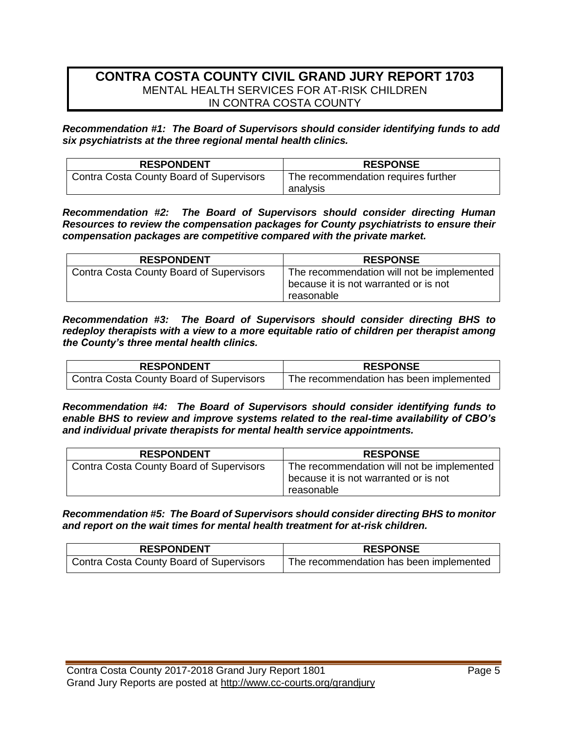## CONTRA COSTA COUNTY CIVIL GRAND JURY REPORT 1703

MENTAL HEALTH SERVICES FOR AT-RISK CHILDREN
IN CONTRA COSTA COUNTY

***Recommendation #1: The Board of Supervisors should consider identifying funds to add six psychiatrists at the three regional mental health clinics.***

| RESPONDENT | RESPONSE |
|---|---|
| Contra Costa County Board of Supervisors | The recommendation requires further analysis |

***Recommendation #2: The Board of Supervisors should consider directing Human Resources to review the compensation packages for County psychiatrists to ensure their compensation packages are competitive compared with the private market.***

| RESPONDENT | RESPONSE |
|---|---|
| Contra Costa County Board of Supervisors | The recommendation will not be implemented because it is not warranted or is not reasonable |

***Recommendation #3: The Board of Supervisors should consider directing BHS to redeploy therapists with a view to a more equitable ratio of children per therapist among the County's three mental health clinics.***

| RESPONDENT | RESPONSE |
|---|---|
| Contra Costa County Board of Supervisors | The recommendation has been implemented |

***Recommendation #4: The Board of Supervisors should consider identifying funds to enable BHS to review and improve systems related to the real-time availability of CBO's and individual private therapists for mental health service appointments.***

| RESPONDENT | RESPONSE |
|---|---|
| Contra Costa County Board of Supervisors | The recommendation will not be implemented because it is not warranted or is not reasonable |

***Recommendation #5: The Board of Supervisors should consider directing BHS to monitor and report on the wait times for mental health treatment for at-risk children.***

| RESPONDENT | RESPONSE |
|---|---|
| Contra Costa County Board of Supervisors | The recommendation has been implemented |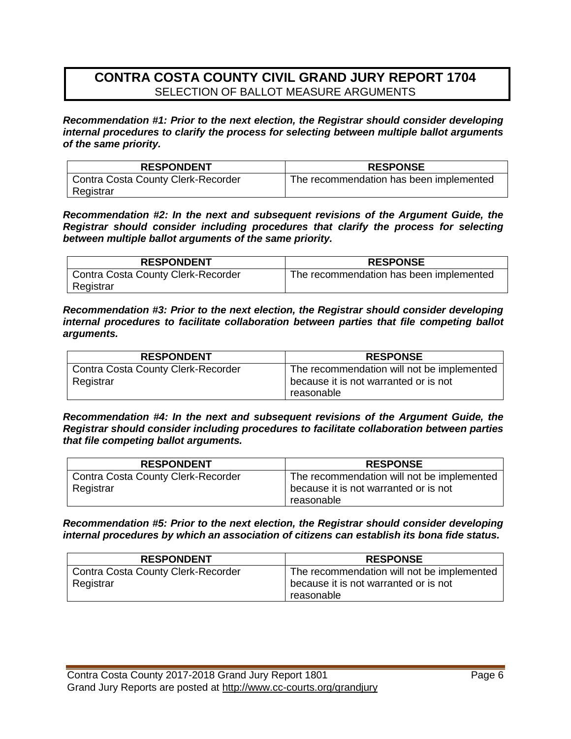## CONTRA COSTA COUNTY CIVIL GRAND JURY REPORT 1704

SELECTION OF BALLOT MEASURE ARGUMENTS

***Recommendation #1: Prior to the next election, the Registrar should consider developing internal procedures to clarify the process for selecting between multiple ballot arguments of the same priority.***

| RESPONDENT | RESPONSE |
|---|---|
| Contra Costa County Clerk-Recorder Registrar | The recommendation has been implemented |

***Recommendation #2: In the next and subsequent revisions of the Argument Guide, the Registrar should consider including procedures that clarify the process for selecting between multiple ballot arguments of the same priority.***

| RESPONDENT | RESPONSE |
|---|---|
| Contra Costa County Clerk-Recorder Registrar | The recommendation has been implemented |

***Recommendation #3: Prior to the next election, the Registrar should consider developing internal procedures to facilitate collaboration between parties that file competing ballot arguments.***

| RESPONDENT | RESPONSE |
|---|---|
| Contra Costa County Clerk-Recorder Registrar | The recommendation will not be implemented because it is not warranted or is not reasonable |

***Recommendation #4: In the next and subsequent revisions of the Argument Guide, the Registrar should consider including procedures to facilitate collaboration between parties that file competing ballot arguments.***

| RESPONDENT | RESPONSE |
|---|---|
| Contra Costa County Clerk-Recorder Registrar | The recommendation will not be implemented because it is not warranted or is not reasonable |

***Recommendation #5: Prior to the next election, the Registrar should consider developing internal procedures by which an association of citizens can establish its bona fide status.***

| RESPONDENT | RESPONSE |
|---|---|
| Contra Costa County Clerk-Recorder Registrar | The recommendation will not be implemented because it is not warranted or is not reasonable |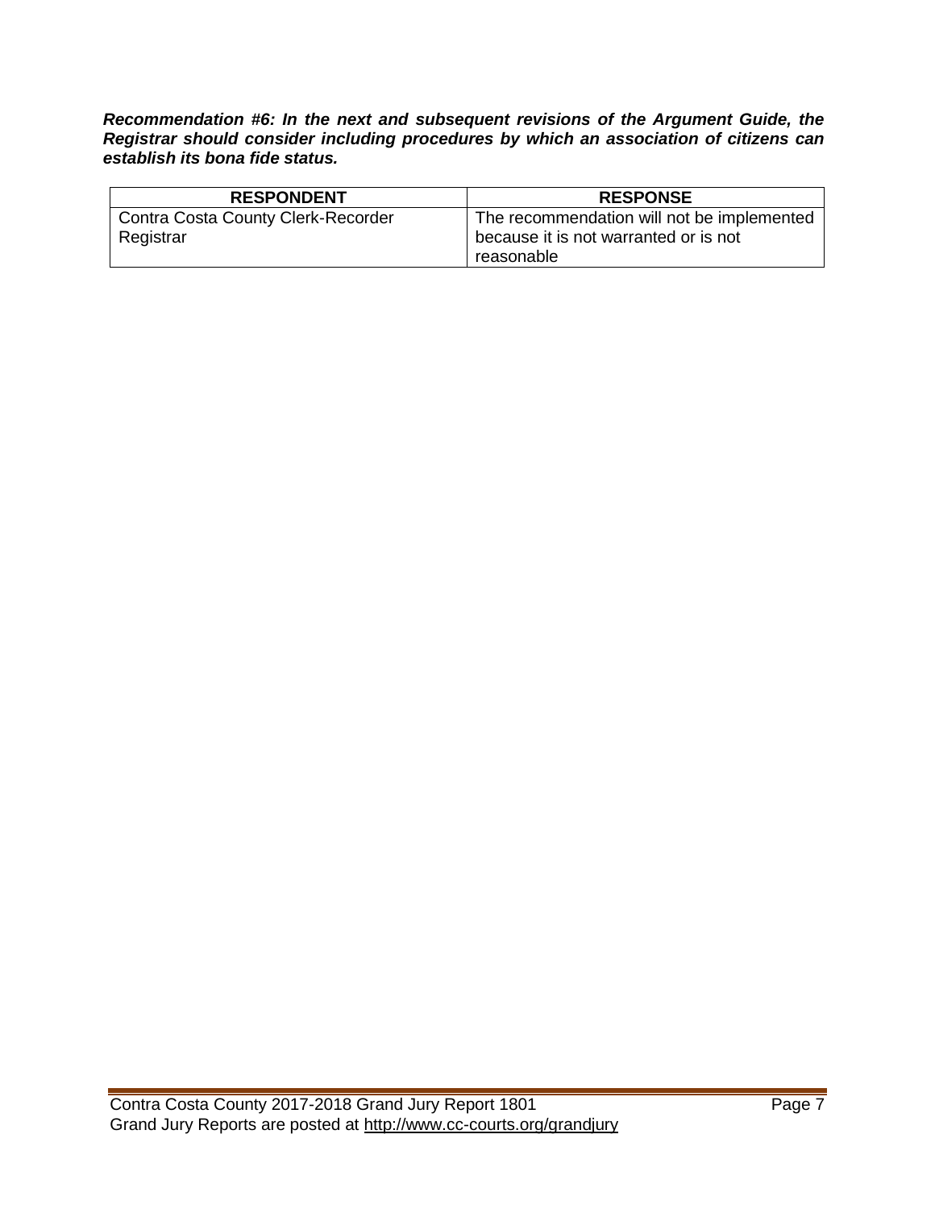***Recommendation #6: In the next and subsequent revisions of the Argument Guide, the Registrar should consider including procedures by which an association of citizens can establish its bona fide status.***

| RESPONDENT | RESPONSE |
| --- | --- |
| Contra Costa County Clerk-Recorder Registrar | The recommendation will not be implemented because it is not warranted or is not reasonable |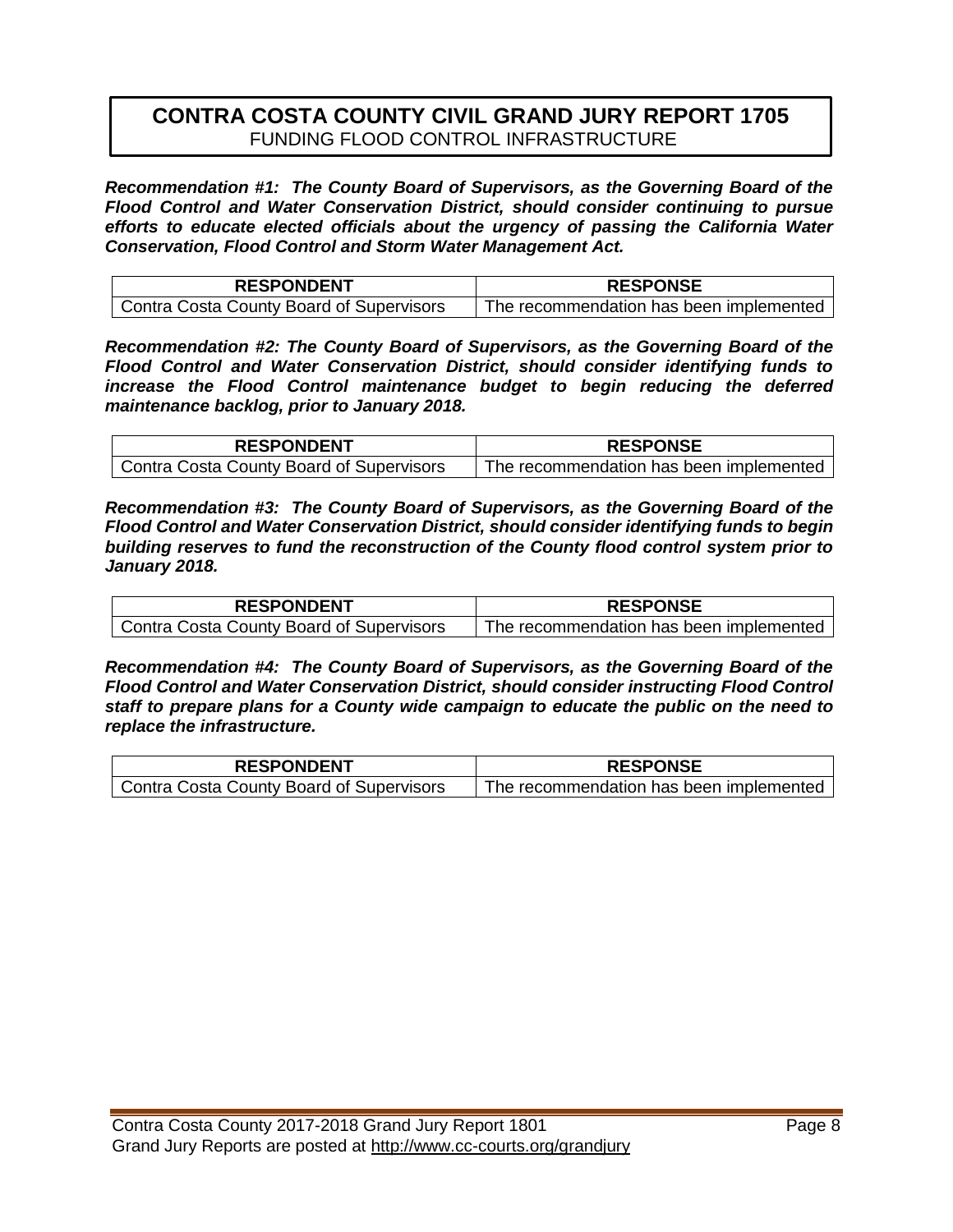# CONTRA COSTA COUNTY CIVIL GRAND JURY REPORT 1705
FUNDING FLOOD CONTROL INFRASTRUCTURE

***Recommendation #1: The County Board of Supervisors, as the Governing Board of the Flood Control and Water Conservation District, should consider continuing to pursue efforts to educate elected officials about the urgency of passing the California Water Conservation, Flood Control and Storm Water Management Act.***

| RESPONDENT | RESPONSE |
|---|---|
| Contra Costa County Board of Supervisors | The recommendation has been implemented |

***Recommendation #2: The County Board of Supervisors, as the Governing Board of the Flood Control and Water Conservation District, should consider identifying funds to increase the Flood Control maintenance budget to begin reducing the deferred maintenance backlog, prior to January 2018.***

| RESPONDENT | RESPONSE |
|---|---|
| Contra Costa County Board of Supervisors | The recommendation has been implemented |

***Recommendation #3: The County Board of Supervisors, as the Governing Board of the Flood Control and Water Conservation District, should consider identifying funds to begin building reserves to fund the reconstruction of the County flood control system prior to January 2018.***

| RESPONDENT | RESPONSE |
|---|---|
| Contra Costa County Board of Supervisors | The recommendation has been implemented |

***Recommendation #4: The County Board of Supervisors, as the Governing Board of the Flood Control and Water Conservation District, should consider instructing Flood Control staff to prepare plans for a County wide campaign to educate the public on the need to replace the infrastructure.***

| RESPONDENT | RESPONSE |
|---|---|
| Contra Costa County Board of Supervisors | The recommendation has been implemented |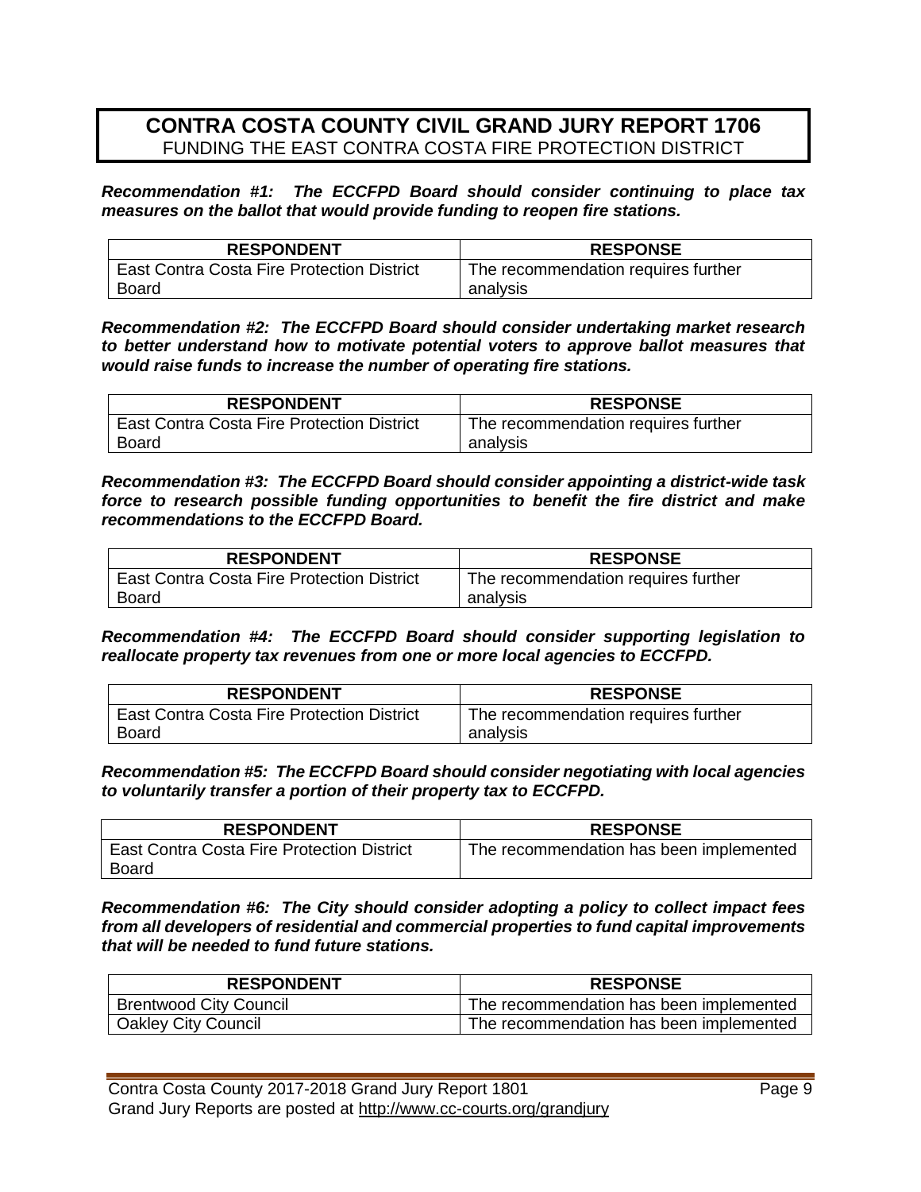## CONTRA COSTA COUNTY CIVIL GRAND JURY REPORT 1706
FUNDING THE EAST CONTRA COSTA FIRE PROTECTION DISTRICT

***Recommendation #1: The ECCFPD Board should consider continuing to place tax measures on the ballot that would provide funding to reopen fire stations.***

| RESPONDENT | RESPONSE |
|---|---|
| East Contra Costa Fire Protection District Board | The recommendation requires further analysis |

***Recommendation #2: The ECCFPD Board should consider undertaking market research to better understand how to motivate potential voters to approve ballot measures that would raise funds to increase the number of operating fire stations.***

| RESPONDENT | RESPONSE |
|---|---|
| East Contra Costa Fire Protection District Board | The recommendation requires further analysis |

***Recommendation #3: The ECCFPD Board should consider appointing a district-wide task force to research possible funding opportunities to benefit the fire district and make recommendations to the ECCFPD Board.***

| RESPONDENT | RESPONSE |
|---|---|
| East Contra Costa Fire Protection District Board | The recommendation requires further analysis |

***Recommendation #4: The ECCFPD Board should consider supporting legislation to reallocate property tax revenues from one or more local agencies to ECCFPD.***

| RESPONDENT | RESPONSE |
|---|---|
| East Contra Costa Fire Protection District Board | The recommendation requires further analysis |

***Recommendation #5: The ECCFPD Board should consider negotiating with local agencies to voluntarily transfer a portion of their property tax to ECCFPD.***

| RESPONDENT | RESPONSE |
|---|---|
| East Contra Costa Fire Protection District Board | The recommendation has been implemented |

***Recommendation #6: The City should consider adopting a policy to collect impact fees from all developers of residential and commercial properties to fund capital improvements that will be needed to fund future stations.***

| RESPONDENT | RESPONSE |
|---|---|
| Brentwood City Council | The recommendation has been implemented |
| Oakley City Council | The recommendation has been implemented |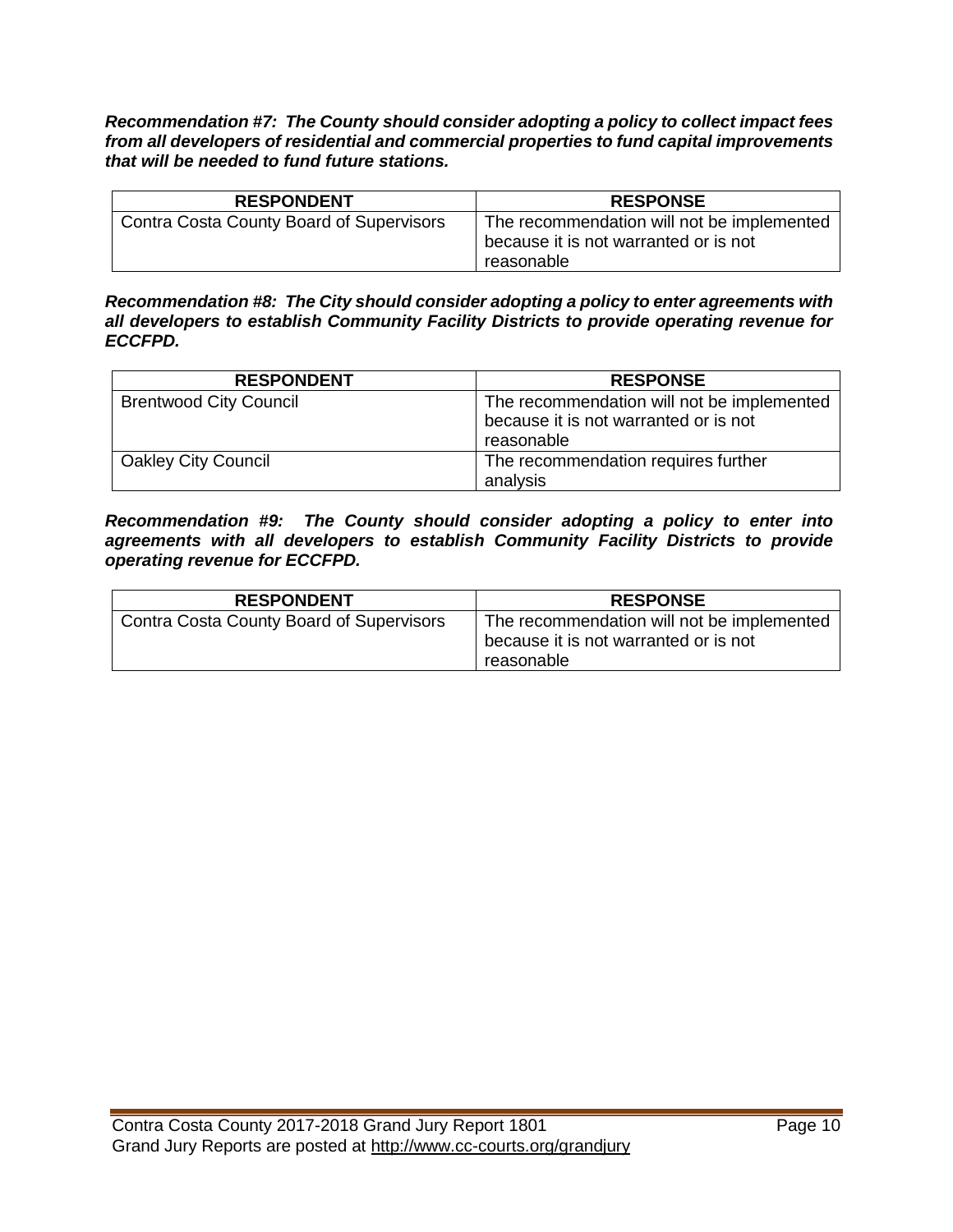***Recommendation #7: The County should consider adopting a policy to collect impact fees from all developers of residential and commercial properties to fund capital improvements that will be needed to fund future stations.***

| RESPONDENT | RESPONSE |
|---|---|
| Contra Costa County Board of Supervisors | The recommendation will not be implemented because it is not warranted or is not reasonable |

***Recommendation #8: The City should consider adopting a policy to enter agreements with all developers to establish Community Facility Districts to provide operating revenue for ECCFPD.***

| RESPONDENT | RESPONSE |
|---|---|
| Brentwood City Council | The recommendation will not be implemented because it is not warranted or is not reasonable |
| Oakley City Council | The recommendation requires further analysis |

***Recommendation #9: The County should consider adopting a policy to enter into agreements with all developers to establish Community Facility Districts to provide operating revenue for ECCFPD.***

| RESPONDENT | RESPONSE |
|---|---|
| Contra Costa County Board of Supervisors | The recommendation will not be implemented because it is not warranted or is not reasonable |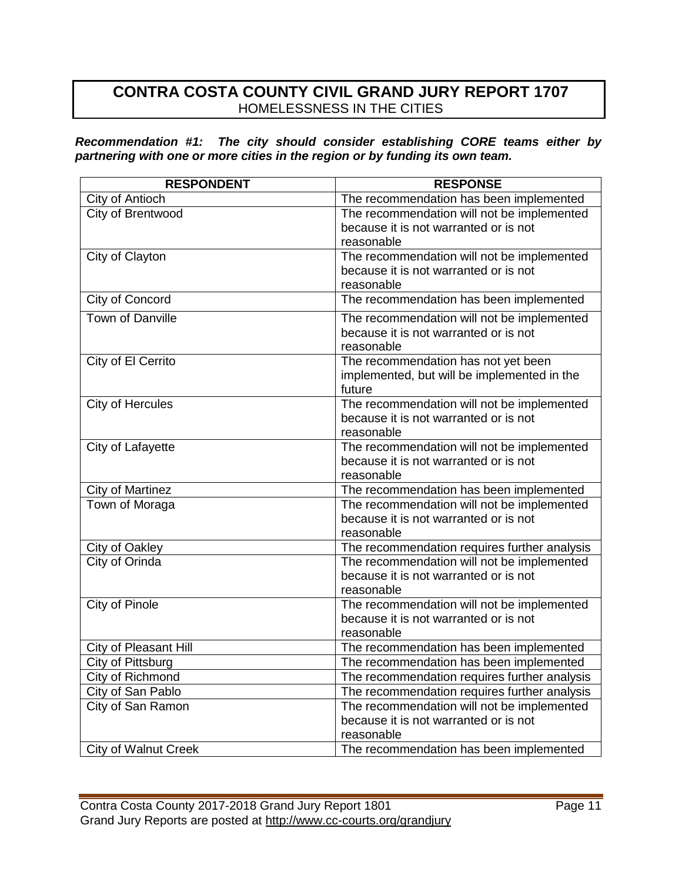# CONTRA COSTA COUNTY CIVIL GRAND JURY REPORT 1707

HOMELESSNESS IN THE CITIES

***Recommendation #1: The city should consider establishing CORE teams either by partnering with one or more cities in the region or by funding its own team.***

| RESPONDENT | RESPONSE |
|---|---|
| City of Antioch | The recommendation has been implemented |
| City of Brentwood | The recommendation will not be implemented because it is not warranted or is not reasonable |
| City of Clayton | The recommendation will not be implemented because it is not warranted or is not reasonable |
| City of Concord | The recommendation has been implemented |
| Town of Danville | The recommendation will not be implemented because it is not warranted or is not reasonable |
| City of El Cerrito | The recommendation has not yet been implemented, but will be implemented in the future |
| City of Hercules | The recommendation will not be implemented because it is not warranted or is not reasonable |
| City of Lafayette | The recommendation will not be implemented because it is not warranted or is not reasonable |
| City of Martinez | The recommendation has been implemented |
| Town of Moraga | The recommendation will not be implemented because it is not warranted or is not reasonable |
| City of Oakley | The recommendation requires further analysis |
| City of Orinda | The recommendation will not be implemented because it is not warranted or is not reasonable |
| City of Pinole | The recommendation will not be implemented because it is not warranted or is not reasonable |
| City of Pleasant Hill | The recommendation has been implemented |
| City of Pittsburg | The recommendation has been implemented |
| City of Richmond | The recommendation requires further analysis |
| City of San Pablo | The recommendation requires further analysis |
| City of San Ramon | The recommendation will not be implemented because it is not warranted or is not reasonable |
| City of Walnut Creek | The recommendation has been implemented |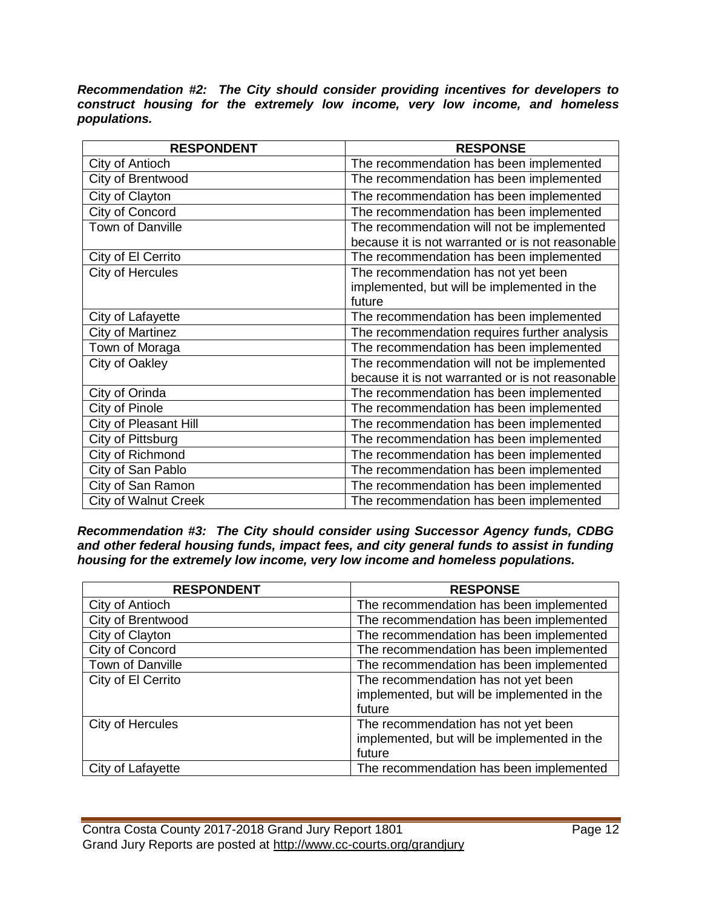***Recommendation #2: The City should consider providing incentives for developers to construct housing for the extremely low income, very low income, and homeless populations.***

| RESPONDENT | RESPONSE |
|---|---|
| City of Antioch | The recommendation has been implemented |
| City of Brentwood | The recommendation has been implemented |
| City of Clayton | The recommendation has been implemented |
| City of Concord | The recommendation has been implemented |
| Town of Danville | The recommendation will not be implemented because it is not warranted or is not reasonable |
| City of El Cerrito | The recommendation has been implemented |
| City of Hercules | The recommendation has not yet been implemented, but will be implemented in the future |
| City of Lafayette | The recommendation has been implemented |
| City of Martinez | The recommendation requires further analysis |
| Town of Moraga | The recommendation has been implemented |
| City of Oakley | The recommendation will not be implemented because it is not warranted or is not reasonable |
| City of Orinda | The recommendation has been implemented |
| City of Pinole | The recommendation has been implemented |
| City of Pleasant Hill | The recommendation has been implemented |
| City of Pittsburg | The recommendation has been implemented |
| City of Richmond | The recommendation has been implemented |
| City of San Pablo | The recommendation has been implemented |
| City of San Ramon | The recommendation has been implemented |
| City of Walnut Creek | The recommendation has been implemented |

***Recommendation #3: The City should consider using Successor Agency funds, CDBG and other federal housing funds, impact fees, and city general funds to assist in funding housing for the extremely low income, very low income and homeless populations.***

| RESPONDENT | RESPONSE |
|---|---|
| City of Antioch | The recommendation has been implemented |
| City of Brentwood | The recommendation has been implemented |
| City of Clayton | The recommendation has been implemented |
| City of Concord | The recommendation has been implemented |
| Town of Danville | The recommendation has been implemented |
| City of El Cerrito | The recommendation has not yet been implemented, but will be implemented in the future |
| City of Hercules | The recommendation has not yet been implemented, but will be implemented in the future |
| City of Lafayette | The recommendation has been implemented |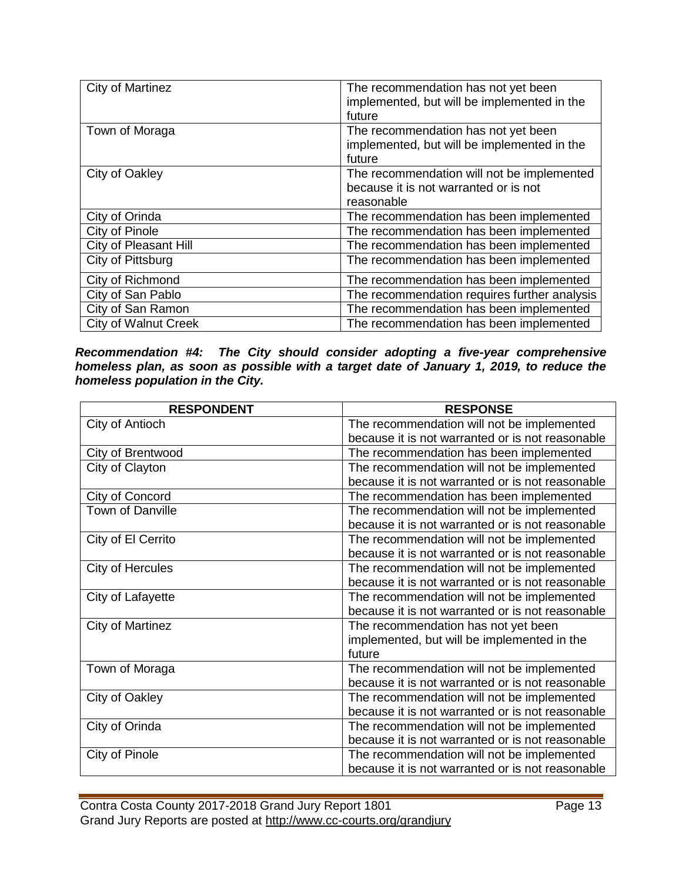| | |
|---|---|
| City of Martinez | The recommendation has not yet been implemented, but will be implemented in the future |
| Town of Moraga | The recommendation has not yet been implemented, but will be implemented in the future |
| City of Oakley | The recommendation will not be implemented because it is not warranted or is not reasonable |
| City of Orinda | The recommendation has been implemented |
| City of Pinole | The recommendation has been implemented |
| City of Pleasant Hill | The recommendation has been implemented |
| City of Pittsburg | The recommendation has been implemented |
| City of Richmond | The recommendation has been implemented |
| City of San Pablo | The recommendation requires further analysis |
| City of San Ramon | The recommendation has been implemented |
| City of Walnut Creek | The recommendation has been implemented |

***Recommendation #4: The City should consider adopting a five-year comprehensive homeless plan, as soon as possible with a target date of January 1, 2019, to reduce the homeless population in the City.***

| RESPONDENT | RESPONSE |
|---|---|
| City of Antioch | The recommendation will not be implemented because it is not warranted or is not reasonable |
| City of Brentwood | The recommendation has been implemented |
| City of Clayton | The recommendation will not be implemented because it is not warranted or is not reasonable |
| City of Concord | The recommendation has been implemented |
| Town of Danville | The recommendation will not be implemented because it is not warranted or is not reasonable |
| City of El Cerrito | The recommendation will not be implemented because it is not warranted or is not reasonable |
| City of Hercules | The recommendation will not be implemented because it is not warranted or is not reasonable |
| City of Lafayette | The recommendation will not be implemented because it is not warranted or is not reasonable |
| City of Martinez | The recommendation has not yet been implemented, but will be implemented in the future |
| Town of Moraga | The recommendation will not be implemented because it is not warranted or is not reasonable |
| City of Oakley | The recommendation will not be implemented because it is not warranted or is not reasonable |
| City of Orinda | The recommendation will not be implemented because it is not warranted or is not reasonable |
| City of Pinole | The recommendation will not be implemented because it is not warranted or is not reasonable |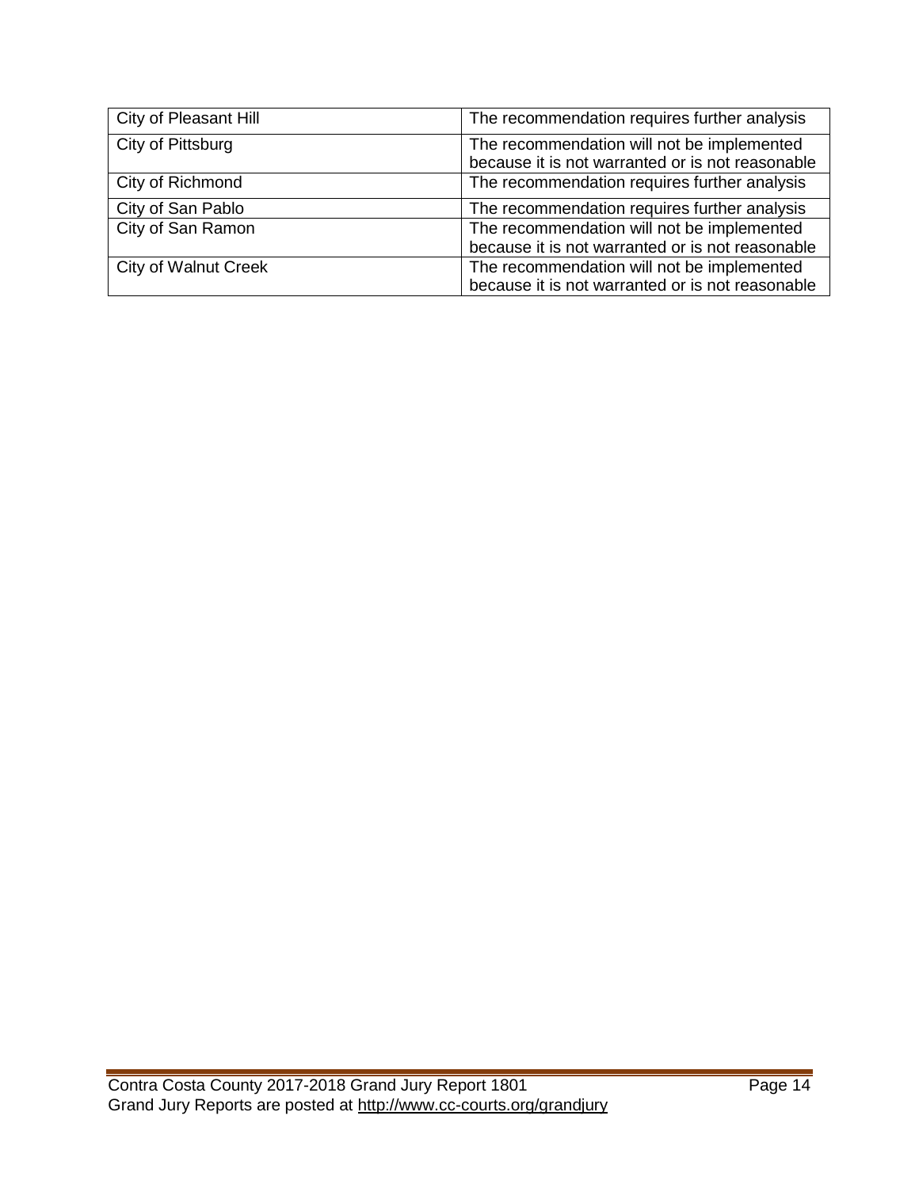| City of Pleasant Hill | The recommendation requires further analysis |
|---|---|
| City of Pittsburg | The recommendation will not be implemented because it is not warranted or is not reasonable |
| City of Richmond | The recommendation requires further analysis |
| City of San Pablo | The recommendation requires further analysis |
| City of San Ramon | The recommendation will not be implemented because it is not warranted or is not reasonable |
| City of Walnut Creek | The recommendation will not be implemented because it is not warranted or is not reasonable |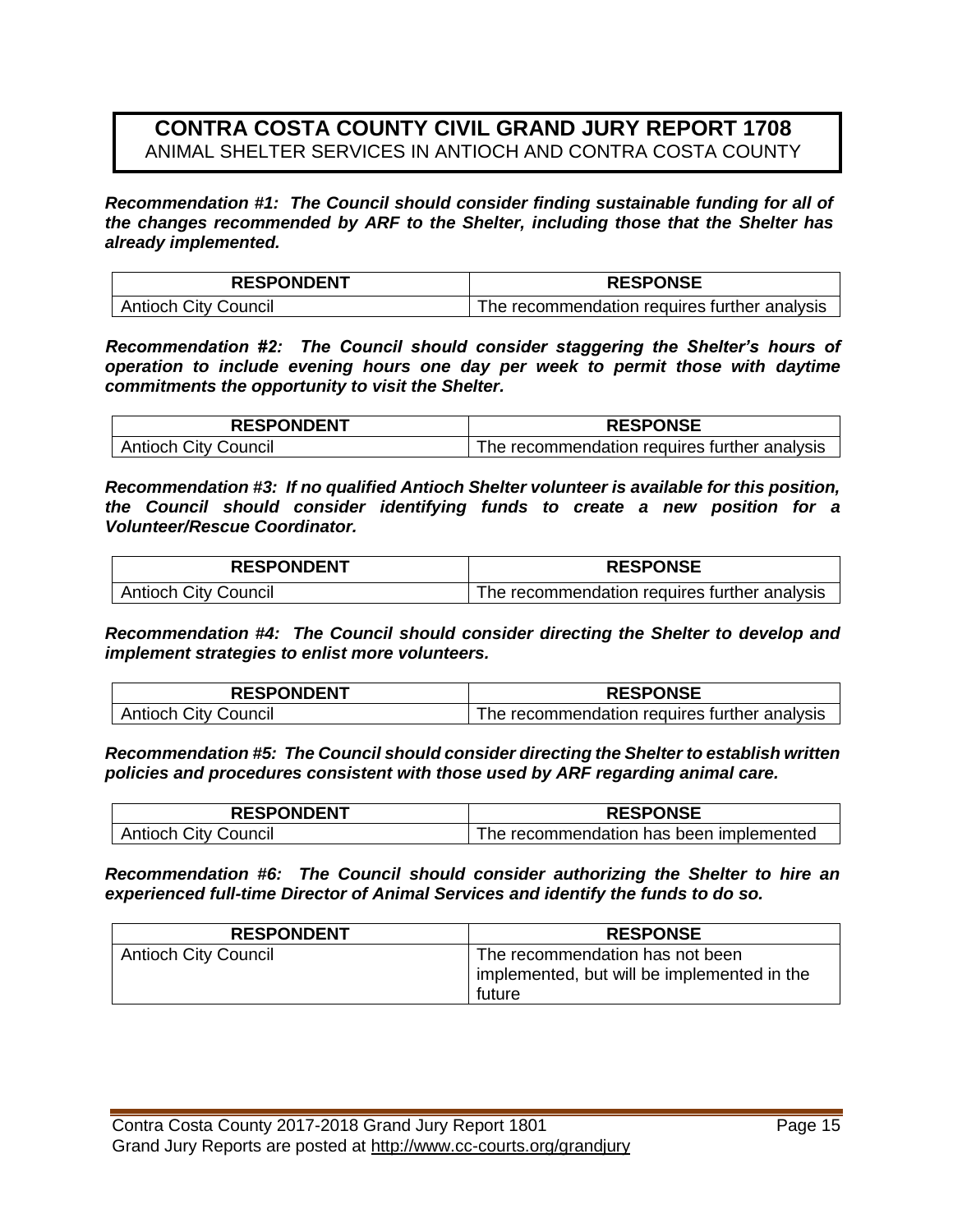**CONTRA COSTA COUNTY CIVIL GRAND JURY REPORT 1708**
ANIMAL SHELTER SERVICES IN ANTIOCH AND CONTRA COSTA COUNTY

***Recommendation #1: The Council should consider finding sustainable funding for all of the changes recommended by ARF to the Shelter, including those that the Shelter has already implemented.***

| RESPONDENT | RESPONSE |
|---|---|
| Antioch City Council | The recommendation requires further analysis |

***Recommendation #2: The Council should consider staggering the Shelter's hours of operation to include evening hours one day per week to permit those with daytime commitments the opportunity to visit the Shelter.***

| RESPONDENT | RESPONSE |
|---|---|
| Antioch City Council | The recommendation requires further analysis |

***Recommendation #3: If no qualified Antioch Shelter volunteer is available for this position, the Council should consider identifying funds to create a new position for a Volunteer/Rescue Coordinator.***

| RESPONDENT | RESPONSE |
|---|---|
| Antioch City Council | The recommendation requires further analysis |

***Recommendation #4: The Council should consider directing the Shelter to develop and implement strategies to enlist more volunteers.***

| RESPONDENT | RESPONSE |
|---|---|
| Antioch City Council | The recommendation requires further analysis |

***Recommendation #5: The Council should consider directing the Shelter to establish written policies and procedures consistent with those used by ARF regarding animal care.***

| RESPONDENT | RESPONSE |
|---|---|
| Antioch City Council | The recommendation has been implemented |

***Recommendation #6: The Council should consider authorizing the Shelter to hire an experienced full-time Director of Animal Services and identify the funds to do so.***

| RESPONDENT | RESPONSE |
|---|---|
| Antioch City Council | The recommendation has not been implemented, but will be implemented in the future |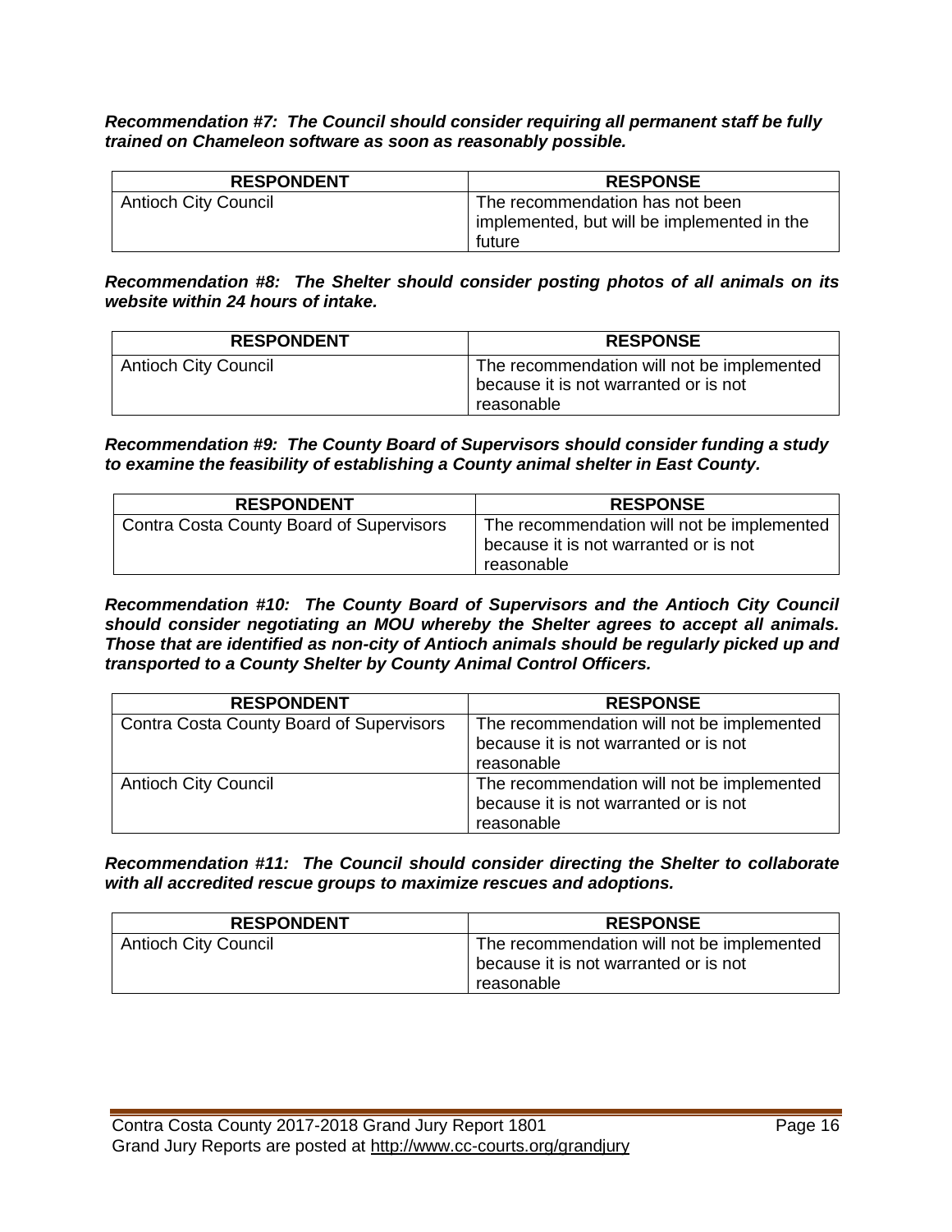***Recommendation #7: The Council should consider requiring all permanent staff be fully trained on Chameleon software as soon as reasonably possible.***

| RESPONDENT | RESPONSE |
| --- | --- |
| Antioch City Council | The recommendation has not been implemented, but will be implemented in the future |

***Recommendation #8: The Shelter should consider posting photos of all animals on its website within 24 hours of intake.***

| RESPONDENT | RESPONSE |
| --- | --- |
| Antioch City Council | The recommendation will not be implemented because it is not warranted or is not reasonable |

***Recommendation #9: The County Board of Supervisors should consider funding a study to examine the feasibility of establishing a County animal shelter in East County.***

| RESPONDENT | RESPONSE |
| --- | --- |
| Contra Costa County Board of Supervisors | The recommendation will not be implemented because it is not warranted or is not reasonable |

***Recommendation #10: The County Board of Supervisors and the Antioch City Council should consider negotiating an MOU whereby the Shelter agrees to accept all animals. Those that are identified as non-city of Antioch animals should be regularly picked up and transported to a County Shelter by County Animal Control Officers.***

| RESPONDENT | RESPONSE |
| --- | --- |
| Contra Costa County Board of Supervisors | The recommendation will not be implemented because it is not warranted or is not reasonable |
| Antioch City Council | The recommendation will not be implemented because it is not warranted or is not reasonable |

***Recommendation #11: The Council should consider directing the Shelter to collaborate with all accredited rescue groups to maximize rescues and adoptions.***

| RESPONDENT | RESPONSE |
| --- | --- |
| Antioch City Council | The recommendation will not be implemented because it is not warranted or is not reasonable |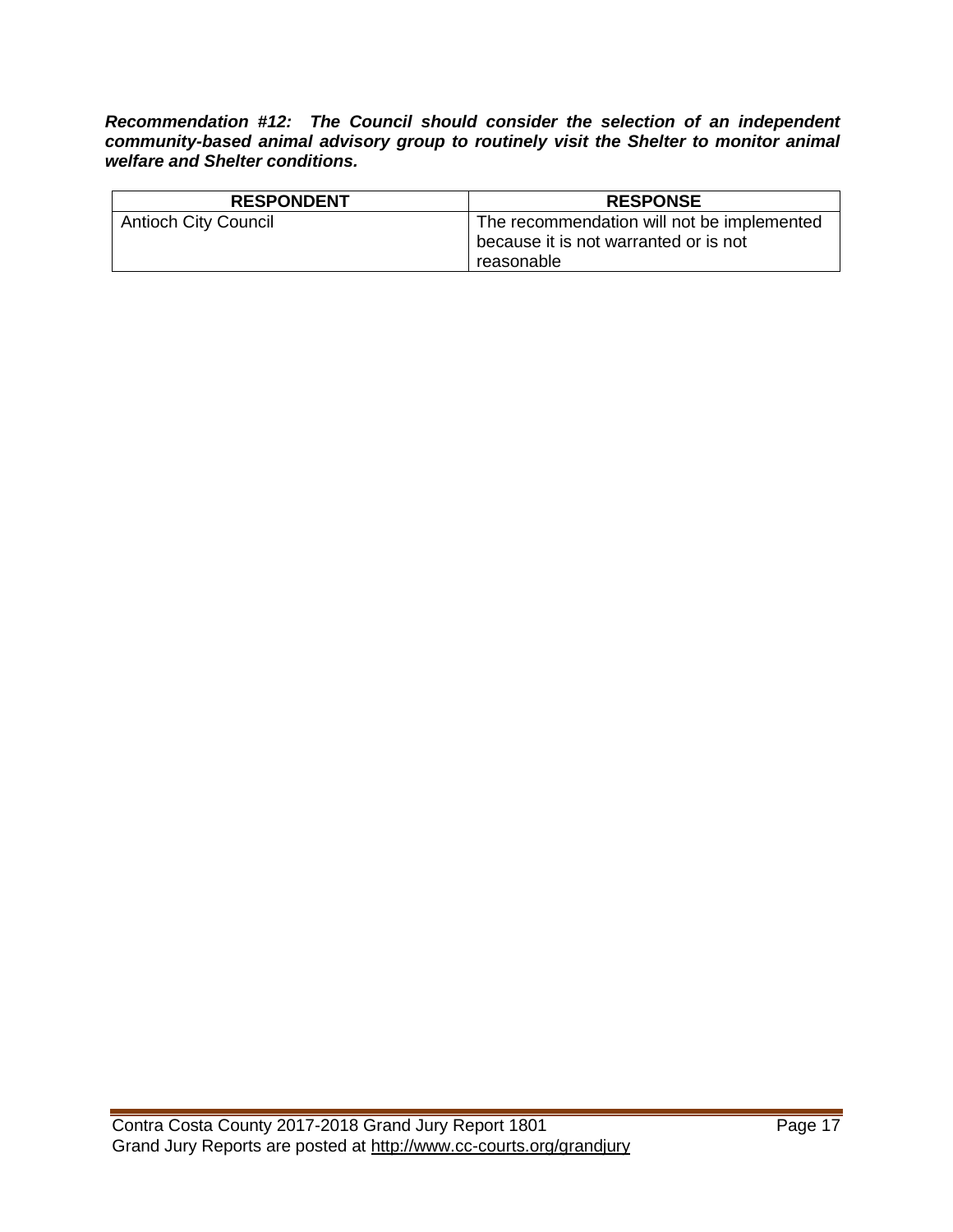***Recommendation #12: The Council should consider the selection of an independent community-based animal advisory group to routinely visit the Shelter to monitor animal welfare and Shelter conditions.***

| RESPONDENT | RESPONSE |
|---|---|
| Antioch City Council | The recommendation will not be implemented because it is not warranted or is not reasonable |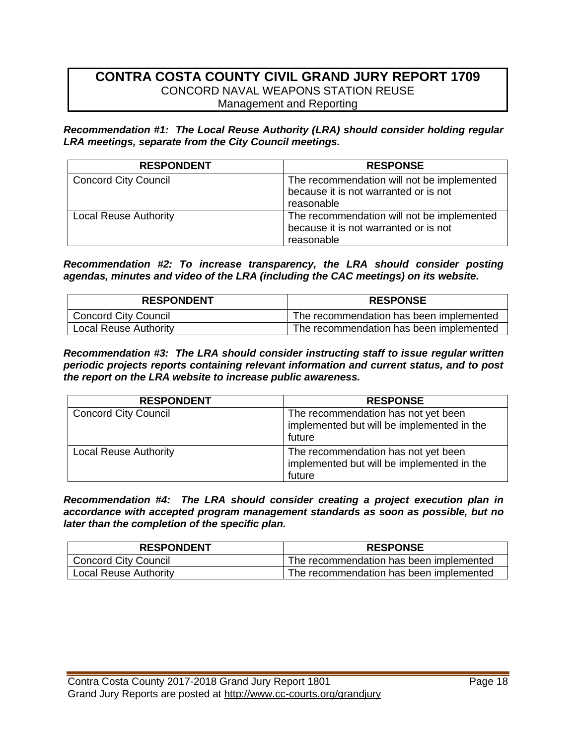# CONTRA COSTA COUNTY CIVIL GRAND JURY REPORT 1709

CONCORD NAVAL WEAPONS STATION REUSE

Management and Reporting

***Recommendation #1: The Local Reuse Authority (LRA) should consider holding regular LRA meetings, separate from the City Council meetings.***

| RESPONDENT | RESPONSE |
|---|---|
| Concord City Council | The recommendation will not be implemented because it is not warranted or is not reasonable |
| Local Reuse Authority | The recommendation will not be implemented because it is not warranted or is not reasonable |

***Recommendation #2: To increase transparency, the LRA should consider posting agendas, minutes and video of the LRA (including the CAC meetings) on its website.***

| RESPONDENT | RESPONSE |
|---|---|
| Concord City Council | The recommendation has been implemented |
| Local Reuse Authority | The recommendation has been implemented |

***Recommendation #3: The LRA should consider instructing staff to issue regular written periodic projects reports containing relevant information and current status, and to post the report on the LRA website to increase public awareness.***

| RESPONDENT | RESPONSE |
|---|---|
| Concord City Council | The recommendation has not yet been implemented but will be implemented in the future |
| Local Reuse Authority | The recommendation has not yet been implemented but will be implemented in the future |

***Recommendation #4: The LRA should consider creating a project execution plan in accordance with accepted program management standards as soon as possible, but no later than the completion of the specific plan.***

| RESPONDENT | RESPONSE |
|---|---|
| Concord City Council | The recommendation has been implemented |
| Local Reuse Authority | The recommendation has been implemented |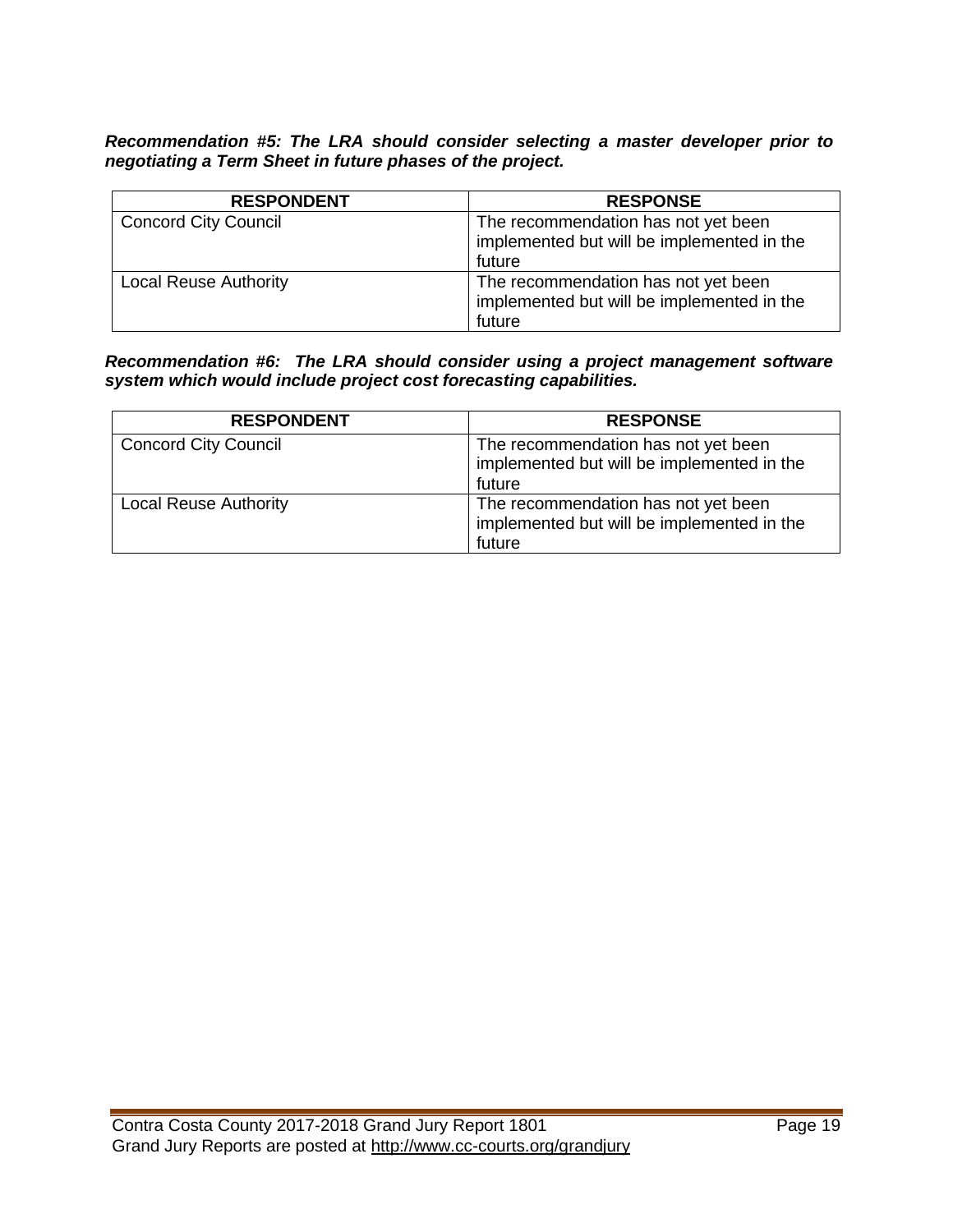***Recommendation #5: The LRA should consider selecting a master developer prior to negotiating a Term Sheet in future phases of the project.***

| RESPONDENT | RESPONSE |
|---|---|
| Concord City Council | The recommendation has not yet been implemented but will be implemented in the future |
| Local Reuse Authority | The recommendation has not yet been implemented but will be implemented in the future |

***Recommendation #6: The LRA should consider using a project management software system which would include project cost forecasting capabilities.***

| RESPONDENT | RESPONSE |
|---|---|
| Concord City Council | The recommendation has not yet been implemented but will be implemented in the future |
| Local Reuse Authority | The recommendation has not yet been implemented but will be implemented in the future |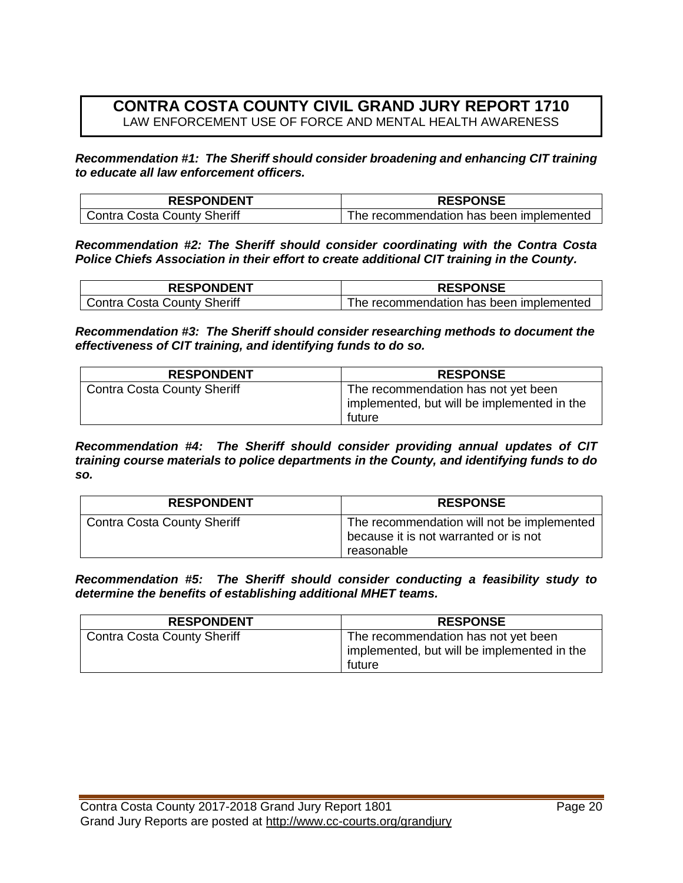# CONTRA COSTA COUNTY CIVIL GRAND JURY REPORT 1710

LAW ENFORCEMENT USE OF FORCE AND MENTAL HEALTH AWARENESS

***Recommendation #1: The Sheriff should consider broadening and enhancing CIT training to educate all law enforcement officers.***

| RESPONDENT | RESPONSE |
| --- | --- |
| Contra Costa County Sheriff | The recommendation has been implemented |

***Recommendation #2: The Sheriff should consider coordinating with the Contra Costa Police Chiefs Association in their effort to create additional CIT training in the County.***

| RESPONDENT | RESPONSE |
| --- | --- |
| Contra Costa County Sheriff | The recommendation has been implemented |

***Recommendation #3: The Sheriff should consider researching methods to document the effectiveness of CIT training, and identifying funds to do so.***

| RESPONDENT | RESPONSE |
| --- | --- |
| Contra Costa County Sheriff | The recommendation has not yet been implemented, but will be implemented in the future |

***Recommendation #4: The Sheriff should consider providing annual updates of CIT training course materials to police departments in the County, and identifying funds to do so.***

| RESPONDENT | RESPONSE |
| --- | --- |
| Contra Costa County Sheriff | The recommendation will not be implemented because it is not warranted or is not reasonable |

***Recommendation #5: The Sheriff should consider conducting a feasibility study to determine the benefits of establishing additional MHET teams.***

| RESPONDENT | RESPONSE |
| --- | --- |
| Contra Costa County Sheriff | The recommendation has not yet been implemented, but will be implemented in the future |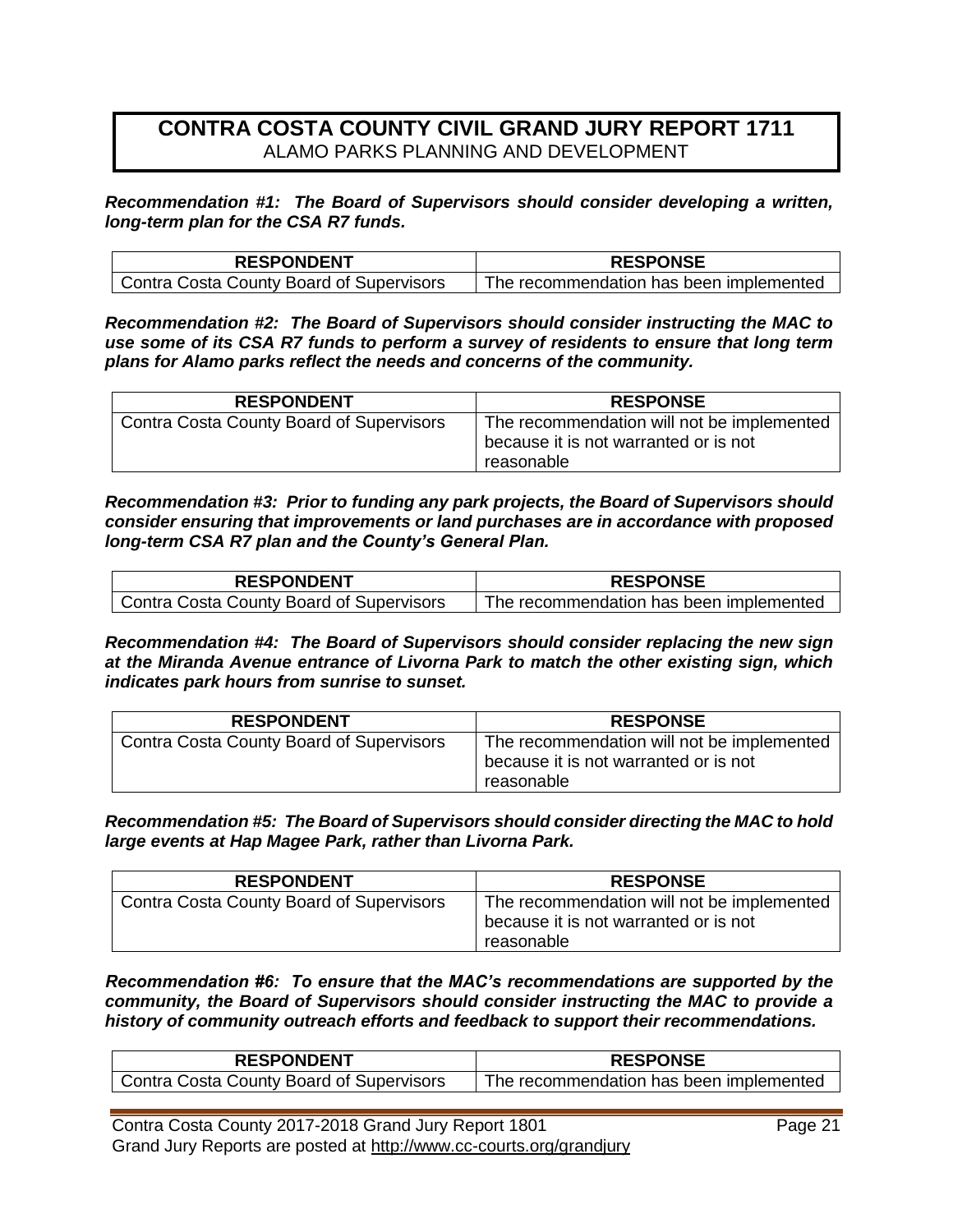# CONTRA COSTA COUNTY CIVIL GRAND JURY REPORT 1711

ALAMO PARKS PLANNING AND DEVELOPMENT

***Recommendation #1: The Board of Supervisors should consider developing a written, long-term plan for the CSA R7 funds.***

| RESPONDENT | RESPONSE |
|---|---|
| Contra Costa County Board of Supervisors | The recommendation has been implemented |

***Recommendation #2: The Board of Supervisors should consider instructing the MAC to use some of its CSA R7 funds to perform a survey of residents to ensure that long term plans for Alamo parks reflect the needs and concerns of the community.***

| RESPONDENT | RESPONSE |
|---|---|
| Contra Costa County Board of Supervisors | The recommendation will not be implemented because it is not warranted or is not reasonable |

***Recommendation #3: Prior to funding any park projects, the Board of Supervisors should consider ensuring that improvements or land purchases are in accordance with proposed long-term CSA R7 plan and the County's General Plan.***

| RESPONDENT | RESPONSE |
|---|---|
| Contra Costa County Board of Supervisors | The recommendation has been implemented |

***Recommendation #4: The Board of Supervisors should consider replacing the new sign at the Miranda Avenue entrance of Livorna Park to match the other existing sign, which indicates park hours from sunrise to sunset.***

| RESPONDENT | RESPONSE |
|---|---|
| Contra Costa County Board of Supervisors | The recommendation will not be implemented because it is not warranted or is not reasonable |

***Recommendation #5: The Board of Supervisors should consider directing the MAC to hold large events at Hap Magee Park, rather than Livorna Park.***

| RESPONDENT | RESPONSE |
|---|---|
| Contra Costa County Board of Supervisors | The recommendation will not be implemented because it is not warranted or is not reasonable |

***Recommendation #6: To ensure that the MAC's recommendations are supported by the community, the Board of Supervisors should consider instructing the MAC to provide a history of community outreach efforts and feedback to support their recommendations.***

| RESPONDENT | RESPONSE |
|---|---|
| Contra Costa County Board of Supervisors | The recommendation has been implemented |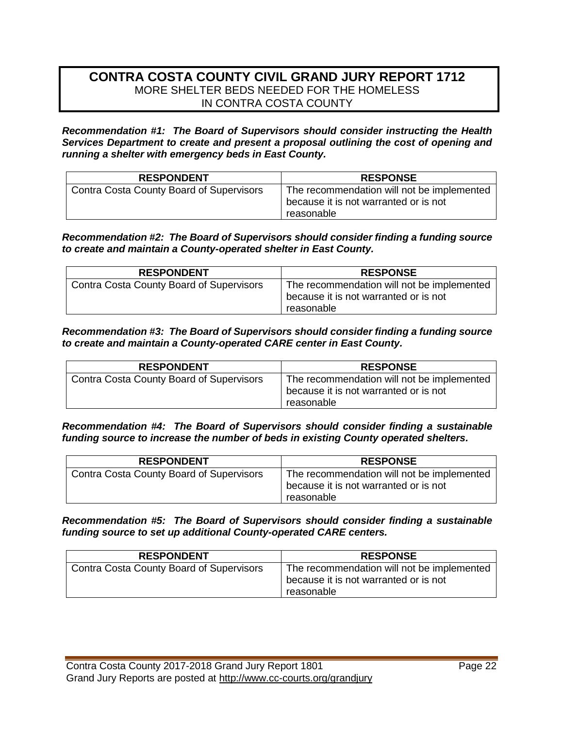# CONTRA COSTA COUNTY CIVIL GRAND JURY REPORT 1712

MORE SHELTER BEDS NEEDED FOR THE HOMELESS
IN CONTRA COSTA COUNTY

***Recommendation #1: The Board of Supervisors should consider instructing the Health Services Department to create and present a proposal outlining the cost of opening and running a shelter with emergency beds in East County.***

| RESPONDENT | RESPONSE |
|---|---|
| Contra Costa County Board of Supervisors | The recommendation will not be implemented because it is not warranted or is not reasonable |

***Recommendation #2: The Board of Supervisors should consider finding a funding source to create and maintain a County-operated shelter in East County.***

| RESPONDENT | RESPONSE |
|---|---|
| Contra Costa County Board of Supervisors | The recommendation will not be implemented because it is not warranted or is not reasonable |

***Recommendation #3: The Board of Supervisors should consider finding a funding source to create and maintain a County-operated CARE center in East County.***

| RESPONDENT | RESPONSE |
|---|---|
| Contra Costa County Board of Supervisors | The recommendation will not be implemented because it is not warranted or is not reasonable |

***Recommendation #4: The Board of Supervisors should consider finding a sustainable funding source to increase the number of beds in existing County operated shelters.***

| RESPONDENT | RESPONSE |
|---|---|
| Contra Costa County Board of Supervisors | The recommendation will not be implemented because it is not warranted or is not reasonable |

***Recommendation #5: The Board of Supervisors should consider finding a sustainable funding source to set up additional County-operated CARE centers.***

| RESPONDENT | RESPONSE |
|---|---|
| Contra Costa County Board of Supervisors | The recommendation will not be implemented because it is not warranted or is not reasonable |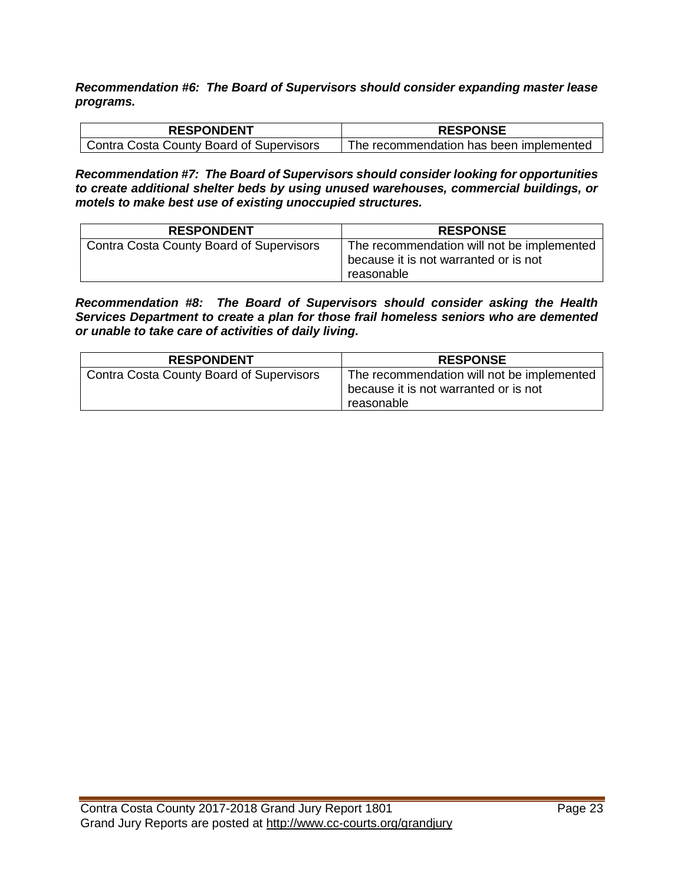***Recommendation #6: The Board of Supervisors should consider expanding master lease programs.***

| RESPONDENT | RESPONSE |
|---|---|
| Contra Costa County Board of Supervisors | The recommendation has been implemented |

***Recommendation #7: The Board of Supervisors should consider looking for opportunities to create additional shelter beds by using unused warehouses, commercial buildings, or motels to make best use of existing unoccupied structures.***

| RESPONDENT | RESPONSE |
|---|---|
| Contra Costa County Board of Supervisors | The recommendation will not be implemented because it is not warranted or is not reasonable |

***Recommendation #8: The Board of Supervisors should consider asking the Health Services Department to create a plan for those frail homeless seniors who are demented or unable to take care of activities of daily living.***

| RESPONDENT | RESPONSE |
|---|---|
| Contra Costa County Board of Supervisors | The recommendation will not be implemented because it is not warranted or is not reasonable |